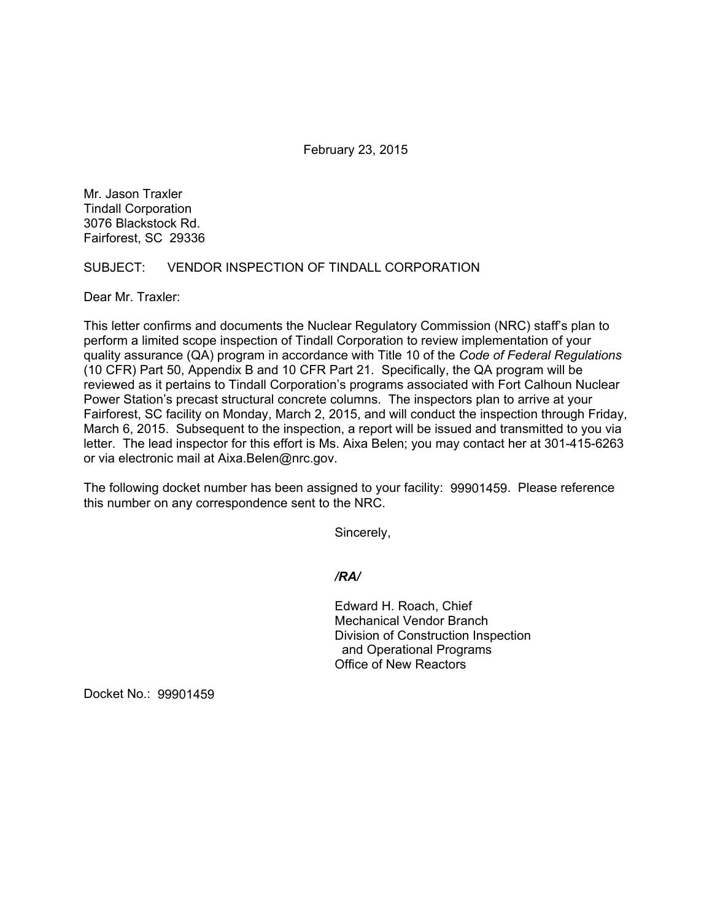February 23, 2015

Mr. Jason Traxler
Tindall Corporation
3076 Blackstock Rd.
Fairforest, SC 29336

SUBJECT: VENDOR INSPECTION OF TINDALL CORPORATION

Dear Mr. Traxler:

This letter confirms and documents the Nuclear Regulatory Commission (NRC) staff's plan to perform a limited scope inspection of Tindall Corporation to review implementation of your quality assurance (QA) program in accordance with Title 10 of the *Code of Federal Regulations* (10 CFR) Part 50, Appendix B and 10 CFR Part 21. Specifically, the QA program will be reviewed as it pertains to Tindall Corporation's programs associated with Fort Calhoun Nuclear Power Station's precast structural concrete columns. The inspectors plan to arrive at your Fairforest, SC facility on Monday, March 2, 2015, and will conduct the inspection through Friday, March 6, 2015. Subsequent to the inspection, a report will be issued and transmitted to you via letter. The lead inspector for this effort is Ms. Aixa Belen; you may contact her at 301-415-6263 or via electronic mail at Aixa.Belen@nrc.gov.

The following docket number has been assigned to your facility: 99901459. Please reference this number on any correspondence sent to the NRC.

Sincerely,

***/RA/***

Edward H. Roach, Chief
Mechanical Vendor Branch
Division of Construction Inspection
and Operational Programs
Office of New Reactors

Docket No.: 99901459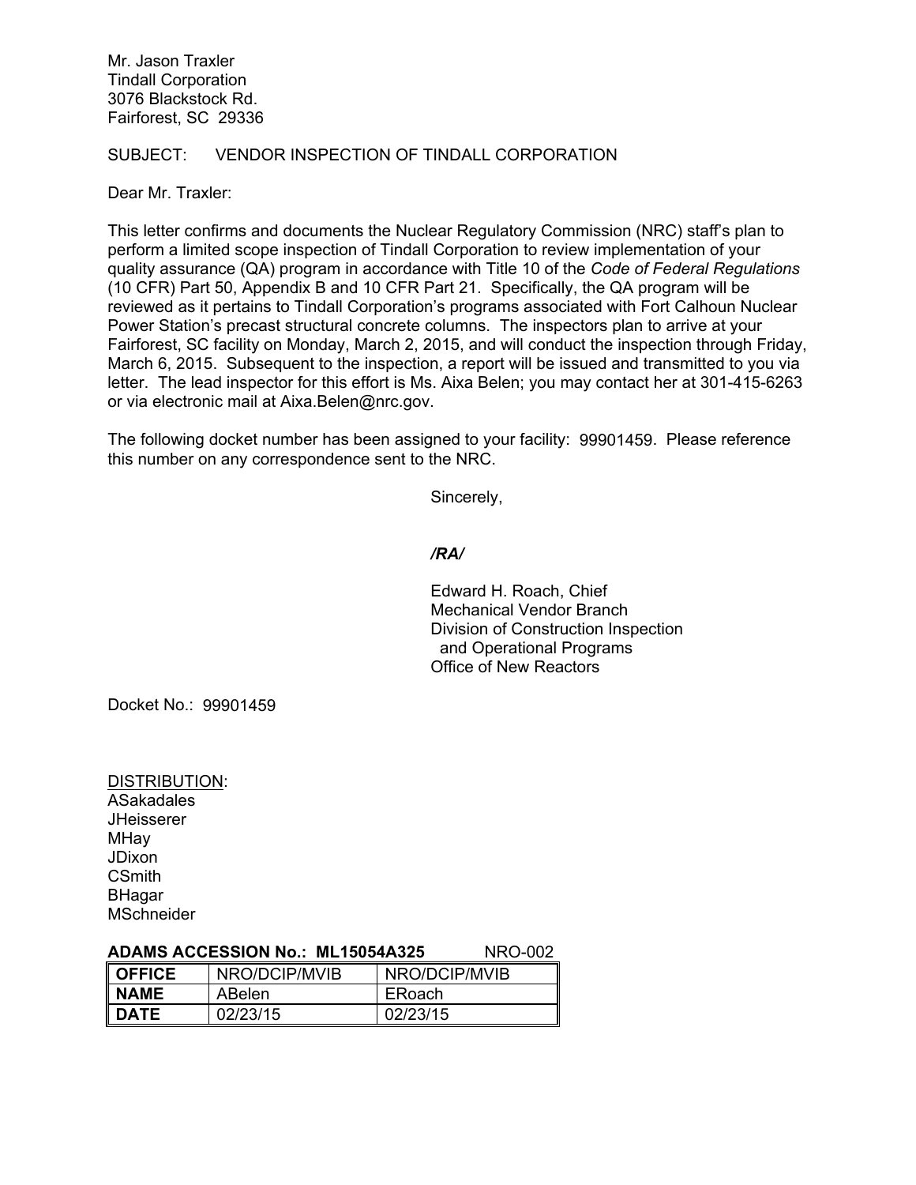Mr. Jason Traxler
Tindall Corporation
3076 Blackstock Rd.
Fairforest, SC 29336

SUBJECT: VENDOR INSPECTION OF TINDALL CORPORATION

Dear Mr. Traxler:

This letter confirms and documents the Nuclear Regulatory Commission (NRC) staff's plan to perform a limited scope inspection of Tindall Corporation to review implementation of your quality assurance (QA) program in accordance with Title 10 of the *Code of Federal Regulations* (10 CFR) Part 50, Appendix B and 10 CFR Part 21. Specifically, the QA program will be reviewed as it pertains to Tindall Corporation's programs associated with Fort Calhoun Nuclear Power Station's precast structural concrete columns. The inspectors plan to arrive at your Fairforest, SC facility on Monday, March 2, 2015, and will conduct the inspection through Friday, March 6, 2015. Subsequent to the inspection, a report will be issued and transmitted to you via letter. The lead inspector for this effort is Ms. Aixa Belen; you may contact her at 301-415-6263 or via electronic mail at Aixa.Belen@nrc.gov.

The following docket number has been assigned to your facility: 99901459. Please reference this number on any correspondence sent to the NRC.

Sincerely,

***/RA/***

Edward H. Roach, Chief
Mechanical Vendor Branch
Division of Construction Inspection
and Operational Programs
Office of New Reactors

Docket No.: 99901459

<u>DISTRIBUTION</u>:
ASakadales
JHeisserer
MHay
JDixon
CSmith
BHagar
MSchneider

**ADAMS ACCESSION No.: ML15054A325** NRO-002

| | | |
|---|---|---|
| **OFFICE** | NRO/DCIP/MVIB | NRO/DCIP/MVIB |
| **NAME** | ABelen | ERoach |
| **DATE** | 02/23/15 | 02/23/15 |